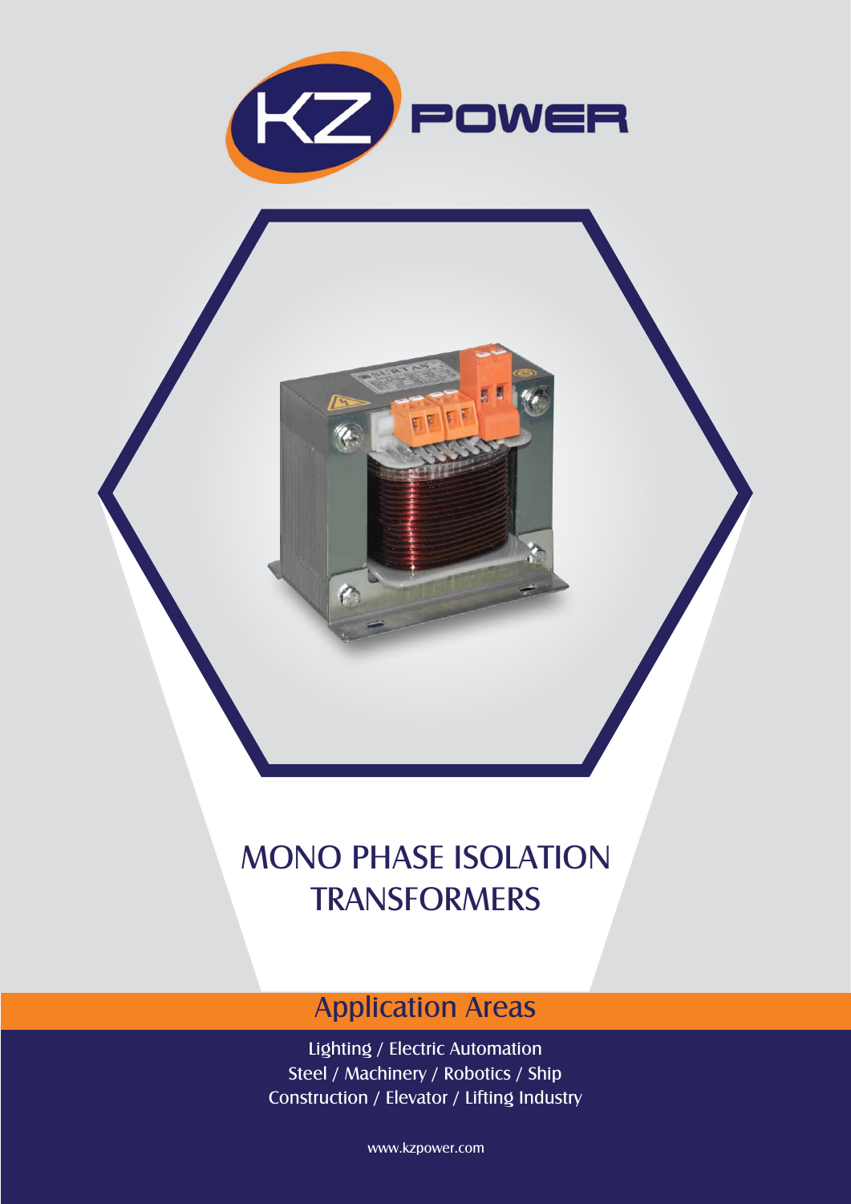KZ POWER

# MONO PHASE ISOLATION TRANSFORMERS

## Application Areas

Lighting / Electric Automation
Steel / Machinery / Robotics / Ship
Construction / Elevator / Lifting Industry

www.kzpower.com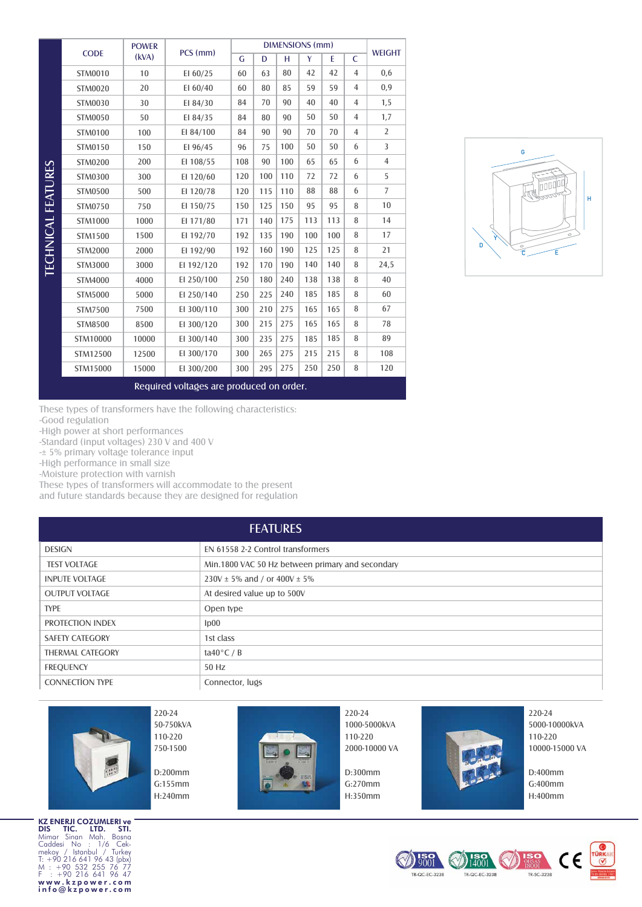## TECHNICAL FEATURES

| CODE | POWER (kVA) | PCS (mm) | DIMENSIONS (mm) | | | | | | WEIGHT |
|---|---|---|---|---|---|---|---|---|---|
| | | | G | D | H | Y | E | C | |
| STM0010 | 10 | EI 60/25 | 60 | 63 | 80 | 42 | 42 | 4 | 0,6 |
| STM0020 | 20 | EI 60/40 | 60 | 80 | 85 | 59 | 59 | 4 | 0,9 |
| STM0030 | 30 | EI 84/30 | 84 | 70 | 90 | 40 | 40 | 4 | 1,5 |
| STM0050 | 50 | EI 84/35 | 84 | 80 | 90 | 50 | 50 | 4 | 1,7 |
| STM0100 | 100 | EI 84/100 | 84 | 90 | 90 | 70 | 70 | 4 | 2 |
| STM0150 | 150 | EI 96/45 | 96 | 75 | 100 | 50 | 50 | 6 | 3 |
| STM0200 | 200 | EI 108/55 | 108 | 90 | 100 | 65 | 65 | 6 | 4 |
| STM0300 | 300 | EI 120/60 | 120 | 100 | 110 | 72 | 72 | 6 | 5 |
| STM0500 | 500 | EI 120/78 | 120 | 115 | 110 | 88 | 88 | 6 | 7 |
| STM0750 | 750 | EI 150/75 | 150 | 125 | 150 | 95 | 95 | 8 | 10 |
| STM1000 | 1000 | EI 171/80 | 171 | 140 | 175 | 113 | 113 | 8 | 14 |
| STM1500 | 1500 | EI 192/70 | 192 | 135 | 190 | 100 | 100 | 8 | 17 |
| STM2000 | 2000 | EI 192/90 | 192 | 160 | 190 | 125 | 125 | 8 | 21 |
| STM3000 | 3000 | EI 192/120 | 192 | 170 | 190 | 140 | 140 | 8 | 24,5 |
| STM4000 | 4000 | EI 250/100 | 250 | 180 | 240 | 138 | 138 | 8 | 40 |
| STM5000 | 5000 | EI 250/140 | 250 | 225 | 240 | 185 | 185 | 8 | 60 |
| STM7500 | 7500 | EI 300/110 | 300 | 210 | 275 | 165 | 165 | 8 | 67 |
| STM8500 | 8500 | EI 300/120 | 300 | 215 | 275 | 165 | 165 | 8 | 78 |
| STM10000 | 10000 | EI 300/140 | 300 | 235 | 275 | 185 | 185 | 8 | 89 |
| STM12500 | 12500 | EI 300/170 | 300 | 265 | 275 | 215 | 215 | 8 | 108 |
| STM15000 | 15000 | EI 300/200 | 300 | 295 | 275 | 250 | 250 | 8 | 120 |

Required voltages are produced on order.

G
H
D
Y
C
E

These types of transformers have the following characteristics:
-Good regulation
-High power at short performances
-Standard (input voltages) 230 V and 400 V
-± 5% primary voltage tolerance input
-High performance in small size
-Moisture protection with varnish
These types of transformers will accommodate to the present and future standards because they are designed for regulation

## FEATURES

| | |
|---|---|
| DESIGN | EN 61558 2-2 Control transformers |
| TEST VOLTAGE | Min.1800 VAC 50 Hz between primary and secondary |
| INPUTE VOLTAGE | 230V ± 5% and / or 400V ± 5% |
| OUTPUT VOLTAGE | At desired value up to 500V |
| TYPE | Open type |
| PROTECTION INDEX | Ip00 |
| SAFETY CATEGORY | 1st class |
| THERMAL CATEGORY | ta40°C / B |
| FREQUENCY | 50 Hz |
| CONNECTİON TYPE | Connector, lugs |

220-24
50-750kVA
110-220
750-1500

D:200mm
G:155mm
H:240mm

220-24
1000-5000kVA
110-220
2000-10000 VA

D:300mm
G:270mm
H:350mm

220-24
5000-10000kVA
110-220
10000-15000 VA

D:400mm
G:400mm
H:400mm

**KZ ENERJI COZUMLERI ve DIS TIC. LTD. STI.**
Mimar Sinan Mah. Bosna Caddesi No : 1/6 Cekmekoy / Istanbul / Turkey
T: +90 216 641 96 43 (pbx)
M : +90 532 255 76 77
F : +90 216 641 96 47
**www.kzpower.com**
**info@kzpower.com**

ISO 9001 TR-QC-EC-3238
ISO 14001 TR-QC-EC-3238
ISO OHSAS 18001 TR-SC-3238
CE
TÜRKAK